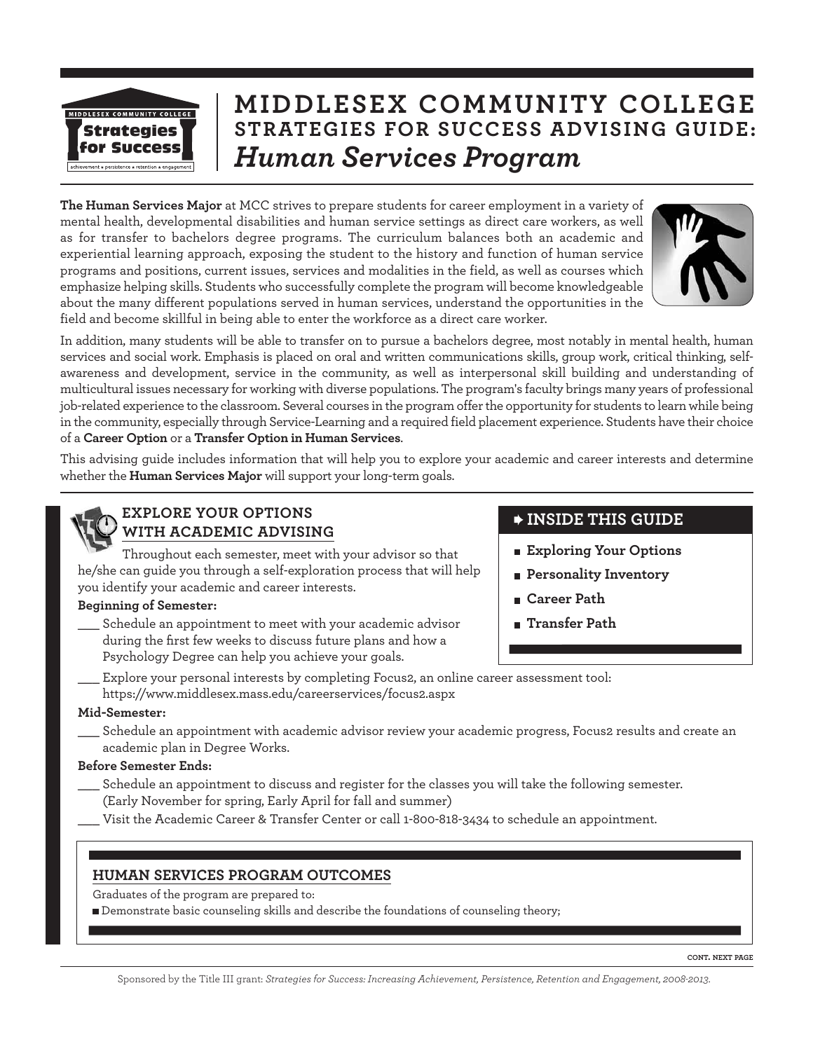# MIDDLESEX COMMUNITY COLLEGE
## STRATEGIES FOR SUCCESS ADVISING GUIDE: *Human Services Program*

**The Human Services Major** at MCC strives to prepare students for career employment in a variety of mental health, developmental disabilities and human service settings as direct care workers, as well as for transfer to bachelors degree programs. The curriculum balances both an academic and experiential learning approach, exposing the student to the history and function of human service programs and positions, current issues, services and modalities in the field, as well as courses which emphasize helping skills. Students who successfully complete the program will become knowledgeable about the many different populations served in human services, understand the opportunities in the field and become skillful in being able to enter the workforce as a direct care worker.

In addition, many students will be able to transfer on to pursue a bachelors degree, most notably in mental health, human services and social work. Emphasis is placed on oral and written communications skills, group work, critical thinking, self-awareness and development, service in the community, as well as interpersonal skill building and understanding of multicultural issues necessary for working with diverse populations. The program's faculty brings many years of professional job-related experience to the classroom. Several courses in the program offer the opportunity for students to learn while being in the community, especially through Service-Learning and a required field placement experience. Students have their choice of a **Career Option** or a **Transfer Option in Human Services**.

This advising guide includes information that will help you to explore your academic and career interests and determine whether the **Human Services Major** will support your long-term goals.

### INSIDE THIS GUIDE

- **Exploring Your Options**
- **Personality Inventory**
- **Career Path**
- **Transfer Path**

### EXPLORE YOUR OPTIONS WITH ACADEMIC ADVISING

Throughout each semester, meet with your advisor so that he/she can guide you through a self-exploration process that will help you identify your academic and career interests.

**Beginning of Semester:**

___ Schedule an appointment to meet with your academic advisor during the first few weeks to discuss future plans and how a Psychology Degree can help you achieve your goals.

___ Explore your personal interests by completing Focus2, an online career assessment tool: https://www.middlesex.mass.edu/careerservices/focus2.aspx

**Mid-Semester:**

___ Schedule an appointment with academic advisor review your academic progress, Focus2 results and create an academic plan in Degree Works.

**Before Semester Ends:**

___ Schedule an appointment to discuss and register for the classes you will take the following semester. (Early November for spring, Early April for fall and summer)

___ Visit the Academic Career & Transfer Center or call 1-800-818-3434 to schedule an appointment.

### HUMAN SERVICES PROGRAM OUTCOMES

Graduates of the program are prepared to:

- Demonstrate basic counseling skills and describe the foundations of counseling theory;

CONT. NEXT PAGE

Sponsored by the Title III grant: *Strategies for Success: Increasing Achievement, Persistence, Retention and Engagement, 2008-2013.*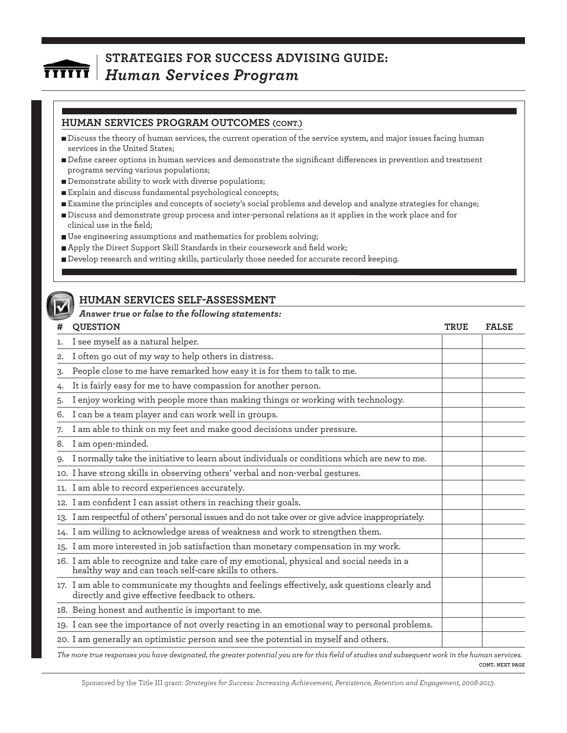# STRATEGIES FOR SUCCESS ADVISING GUIDE: *Human Services Program*

## HUMAN SERVICES PROGRAM OUTCOMES (CONT.)

- Discuss the theory of human services, the current operation of the service system, and major issues facing human services in the United States;
- Define career options in human services and demonstrate the significant differences in prevention and treatment programs serving various populations;
- Demonstrate ability to work with diverse populations;
- Explain and discuss fundamental psychological concepts;
- Examine the principles and concepts of society's social problems and develop and analyze strategies for change;
- Discuss and demonstrate group process and inter-personal relations as it applies in the work place and for clinical use in the field;
- Use engineering assumptions and mathematics for problem solving;
- Apply the Direct Support Skill Standards in their coursework and field work;
- Develop research and writing skills, particularly those needed for accurate record keeping.

## HUMAN SERVICES SELF-ASSESSMENT

***Answer true or false to the following statements:***

| # | QUESTION | TRUE | FALSE |
|---|---|---|---|
| 1. | I see myself as a natural helper. | | |
| 2. | I often go out of my way to help others in distress. | | |
| 3. | People close to me have remarked how easy it is for them to talk to me. | | |
| 4. | It is fairly easy for me to have compassion for another person. | | |
| 5. | I enjoy working with people more than making things or working with technology. | | |
| 6. | I can be a team player and can work well in groups. | | |
| 7. | I am able to think on my feet and make good decisions under pressure. | | |
| 8. | I am open-minded. | | |
| 9. | I normally take the initiative to learn about individuals or conditions which are new to me. | | |
| 10. | I have strong skills in observing others' verbal and non-verbal gestures. | | |
| 11. | I am able to record experiences accurately. | | |
| 12. | I am confident I can assist others in reaching their goals. | | |
| 13. | I am respectful of others' personal issues and do not take over or give advice inappropriately. | | |
| 14. | I am willing to acknowledge areas of weakness and work to strengthen them. | | |
| 15. | I am more interested in job satisfaction than monetary compensation in my work. | | |
| 16. | I am able to recognize and take care of my emotional, physical and social needs in a healthy way and can teach self-care skills to others. | | |
| 17. | I am able to communicate my thoughts and feelings effectively, ask questions clearly and directly and give effective feedback to others. | | |
| 18. | Being honest and authentic is important to me. | | |
| 19. | I can see the importance of not overly reacting in an emotional way to personal problems. | | |
| 20. | I am generally an optimistic person and see the potential in myself and others. | | |

*The more true responses you have designated, the greater potential you are for this field of studies and subsequent work in the human services.*

CONT. NEXT PAGE

Sponsored by the Title III grant: *Strategies for Success: Increasing Achievement, Persistence, Retention and Engagement, 2008-2013.*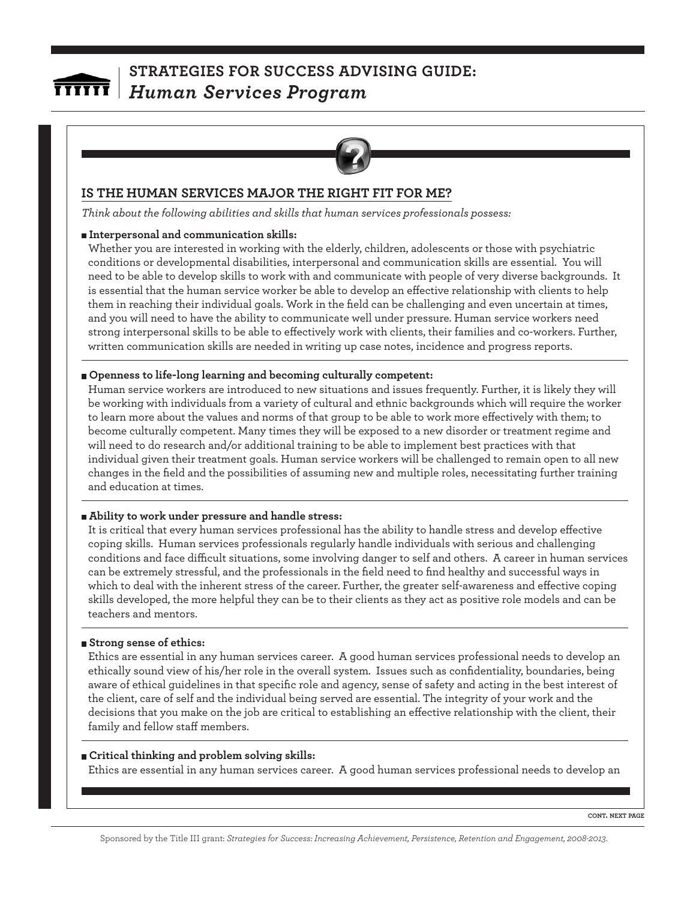## IS THE HUMAN SERVICES MAJOR THE RIGHT FIT FOR ME?

*Think about the following abilities and skills that human services professionals possess:*

- **Interpersonal and communication skills:**

Whether you are interested in working with the elderly, children, adolescents or those with psychiatric conditions or developmental disabilities, interpersonal and communication skills are essential. You will need to be able to develop skills to work with and communicate with people of very diverse backgrounds. It is essential that the human service worker be able to develop an effective relationship with clients to help them in reaching their individual goals. Work in the field can be challenging and even uncertain at times, and you will need to have the ability to communicate well under pressure. Human service workers need strong interpersonal skills to be able to effectively work with clients, their families and co-workers. Further, written communication skills are needed in writing up case notes, incidence and progress reports.

- **Openness to life-long learning and becoming culturally competent:**

Human service workers are introduced to new situations and issues frequently. Further, it is likely they will be working with individuals from a variety of cultural and ethnic backgrounds which will require the worker to learn more about the values and norms of that group to be able to work more effectively with them; to become culturally competent. Many times they will be exposed to a new disorder or treatment regime and will need to do research and/or additional training to be able to implement best practices with that individual given their treatment goals. Human service workers will be challenged to remain open to all new changes in the field and the possibilities of assuming new and multiple roles, necessitating further training and education at times.

- **Ability to work under pressure and handle stress:**

It is critical that every human services professional has the ability to handle stress and develop effective coping skills. Human services professionals regularly handle individuals with serious and challenging conditions and face difficult situations, some involving danger to self and others. A career in human services can be extremely stressful, and the professionals in the field need to find healthy and successful ways in which to deal with the inherent stress of the career. Further, the greater self-awareness and effective coping skills developed, the more helpful they can be to their clients as they act as positive role models and can be teachers and mentors.

- **Strong sense of ethics:**

Ethics are essential in any human services career. A good human services professional needs to develop an ethically sound view of his/her role in the overall system. Issues such as confidentiality, boundaries, being aware of ethical guidelines in that specific role and agency, sense of safety and acting in the best interest of the client, care of self and the individual being served are essential. The integrity of your work and the decisions that you make on the job are critical to establishing an effective relationship with the client, their family and fellow staff members.

- **Critical thinking and problem solving skills:**

Ethics are essential in any human services career. A good human services professional needs to develop an

CONT. NEXT PAGE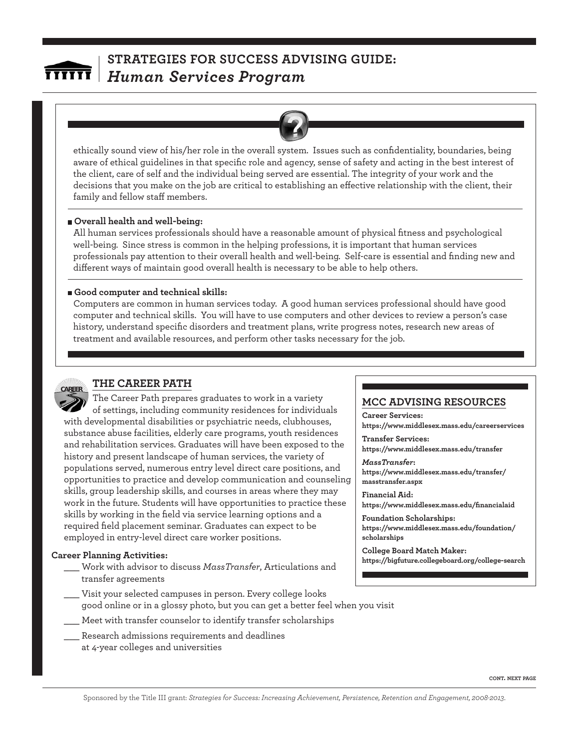ethically sound view of his/her role in the overall system. Issues such as confidentiality, boundaries, being aware of ethical guidelines in that specific role and agency, sense of safety and acting in the best interest of the client, care of self and the individual being served are essential. The integrity of your work and the decisions that you make on the job are critical to establishing an effective relationship with the client, their family and fellow staff members.

- **Overall health and well-being:**
  All human services professionals should have a reasonable amount of physical fitness and psychological well-being. Since stress is common in the helping professions, it is important that human services professionals pay attention to their overall health and well-being. Self-care is essential and finding new and different ways of maintain good overall health is necessary to be able to help others.

- **Good computer and technical skills:**
  Computers are common in human services today. A good human services professional should have good computer and technical skills. You will have to use computers and other devices to review a person's case history, understand specific disorders and treatment plans, write progress notes, research new areas of treatment and available resources, and perform other tasks necessary for the job.

## THE CAREER PATH

The Career Path prepares graduates to work in a variety of settings, including community residences for individuals with developmental disabilities or psychiatric needs, clubhouses, substance abuse facilities, elderly care programs, youth residences and rehabilitation services. Graduates will have been exposed to the history and present landscape of human services, the variety of populations served, numerous entry level direct care positions, and opportunities to practice and develop communication and counseling skills, group leadership skills, and courses in areas where they may work in the future. Students will have opportunities to practice these skills by working in the field via service learning options and a required field placement seminar. Graduates can expect to be employed in entry-level direct care worker positions.

**Career Planning Activities:**

- ___ Work with advisor to discuss *MassTransfer*, Articulations and transfer agreements
- ___ Visit your selected campuses in person. Every college looks good online or in a glossy photo, but you can get a better feel when you visit
- ___ Meet with transfer counselor to identify transfer scholarships
- ___ Research admissions requirements and deadlines at 4-year colleges and universities

## MCC ADVISING RESOURCES

**Career Services:**
**https://www.middlesex.mass.edu/careerservices**

**Transfer Services:**
**https://www.middlesex.mass.edu/transfer**

***MassTransfer*:**
**https://www.middlesex.mass.edu/transfer/masstransfer.aspx**

**Financial Aid:**
**https://www.middlesex.mass.edu/financialaid**

**Foundation Scholarships:**
**https://www.middlesex.mass.edu/foundation/scholarships**

**College Board Match Maker:**
**https://bigfuture.collegeboard.org/college-search**

CONT. NEXT PAGE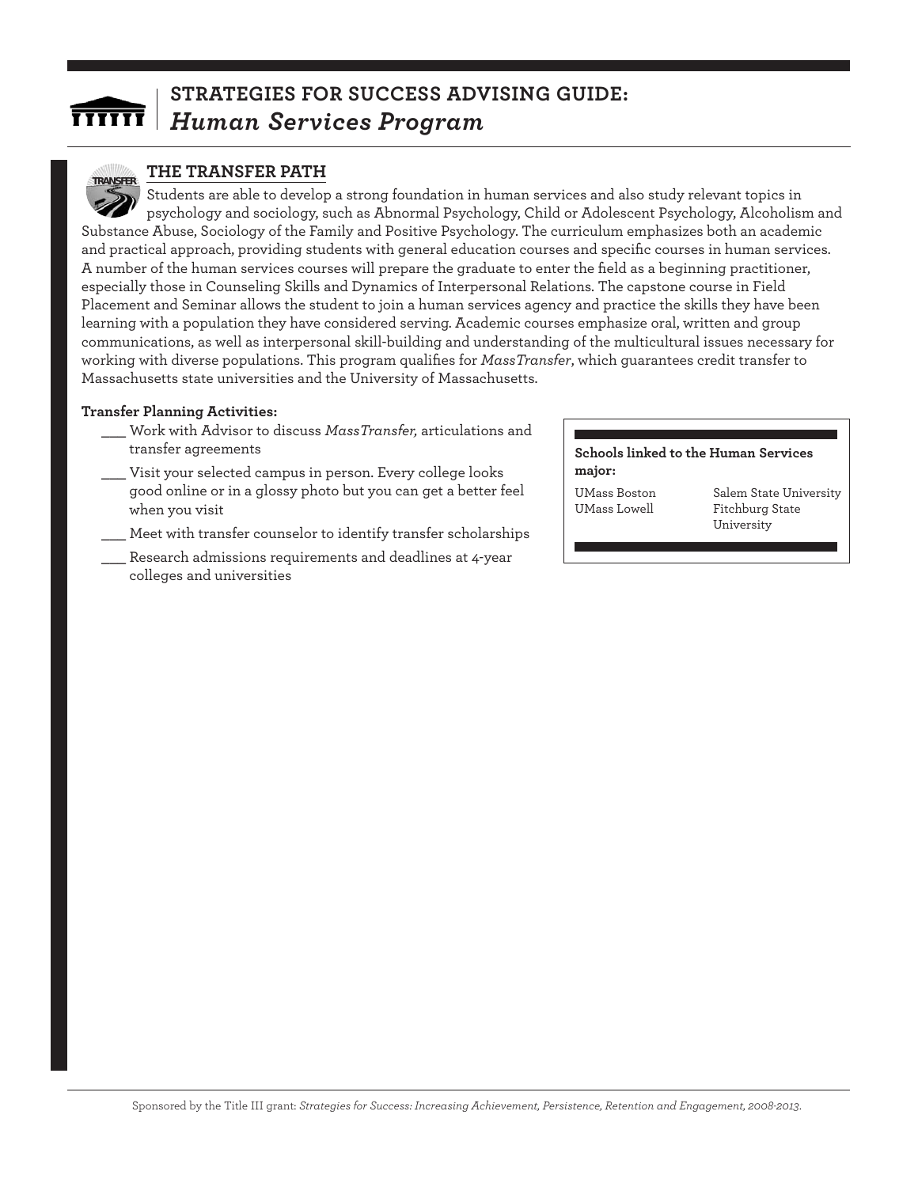# STRATEGIES FOR SUCCESS ADVISING GUIDE: *Human Services Program*

## THE TRANSFER PATH

Students are able to develop a strong foundation in human services and also study relevant topics in psychology and sociology, such as Abnormal Psychology, Child or Adolescent Psychology, Alcoholism and Substance Abuse, Sociology of the Family and Positive Psychology. The curriculum emphasizes both an academic and practical approach, providing students with general education courses and specific courses in human services. A number of the human services courses will prepare the graduate to enter the field as a beginning practitioner, especially those in Counseling Skills and Dynamics of Interpersonal Relations. The capstone course in Field Placement and Seminar allows the student to join a human services agency and practice the skills they have been learning with a population they have considered serving. Academic courses emphasize oral, written and group communications, as well as interpersonal skill-building and understanding of the multicultural issues necessary for working with diverse populations. This program qualifies for *MassTransfer*, which guarantees credit transfer to Massachusetts state universities and the University of Massachusetts.

**Transfer Planning Activities:**

- ___ Work with Advisor to discuss *MassTransfer,* articulations and transfer agreements
- ___ Visit your selected campus in person. Every college looks good online or in a glossy photo but you can get a better feel when you visit
- ___ Meet with transfer counselor to identify transfer scholarships
- ___ Research admissions requirements and deadlines at 4-year colleges and universities

**Schools linked to the Human Services major:**

- UMass Boston
- UMass Lowell
- Salem State University
- Fitchburg State University

Sponsored by the Title III grant: *Strategies for Success: Increasing Achievement, Persistence, Retention and Engagement, 2008-2013.*